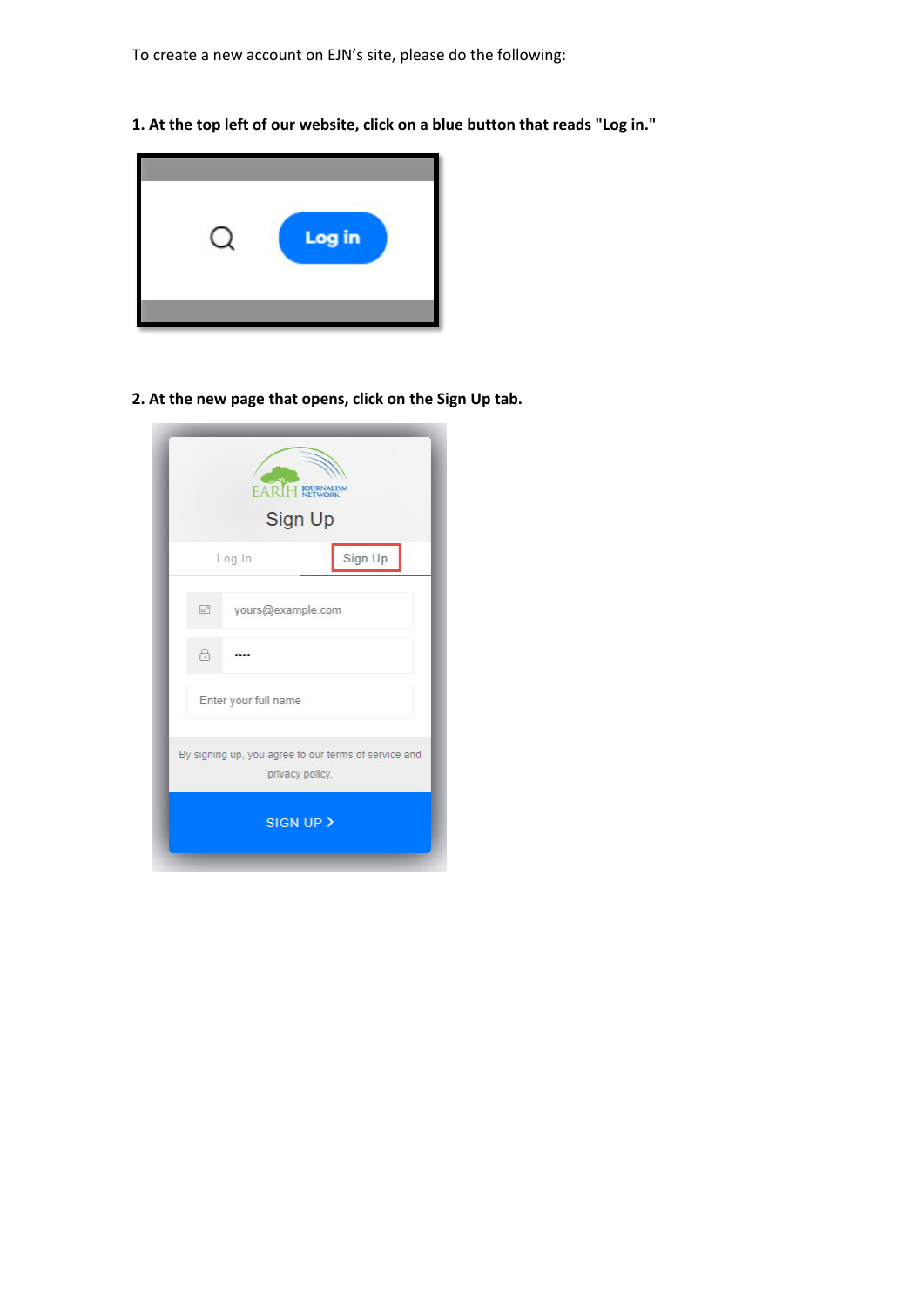To create a new account on EJN's site, please do the following:

**1. At the top left of our website, click on a blue button that reads "Log in."**

**2. At the new page that opens, click on the Sign Up tab.**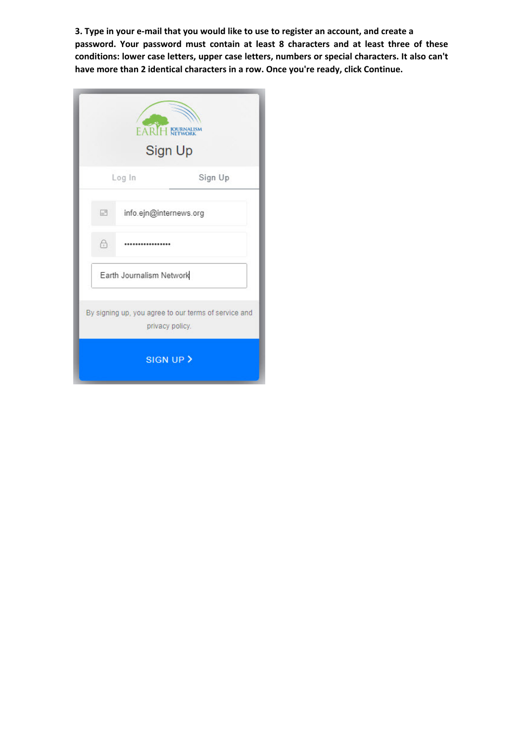**3. Type in your e-mail that you would like to use to register an account, and create a password. Your password must contain at least 8 characters and at least three of these conditions: lower case letters, upper case letters, numbers or special characters. It also can't have more than 2 identical characters in a row. Once you're ready, click Continue.**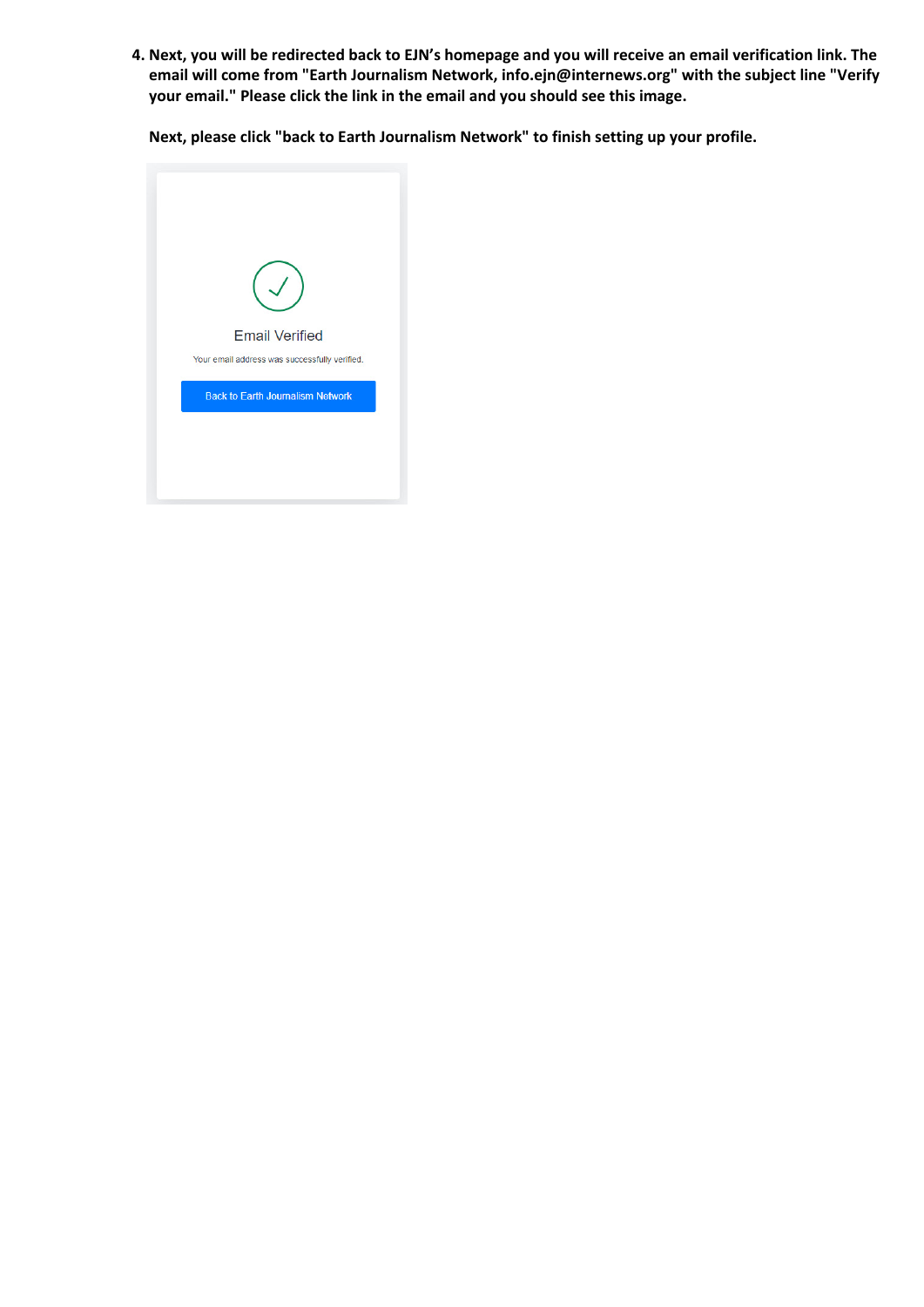4. **Next, you will be redirected back to EJN's homepage and you will receive an email verification link. The email will come from "Earth Journalism Network, info.ejn@internews.org" with the subject line "Verify your email." Please click the link in the email and you should see this image.**

   **Next, please click "back to Earth Journalism Network" to finish setting up your profile.**

   Email Verified

   Your email address was successfully verified.

   Back to Earth Journalism Network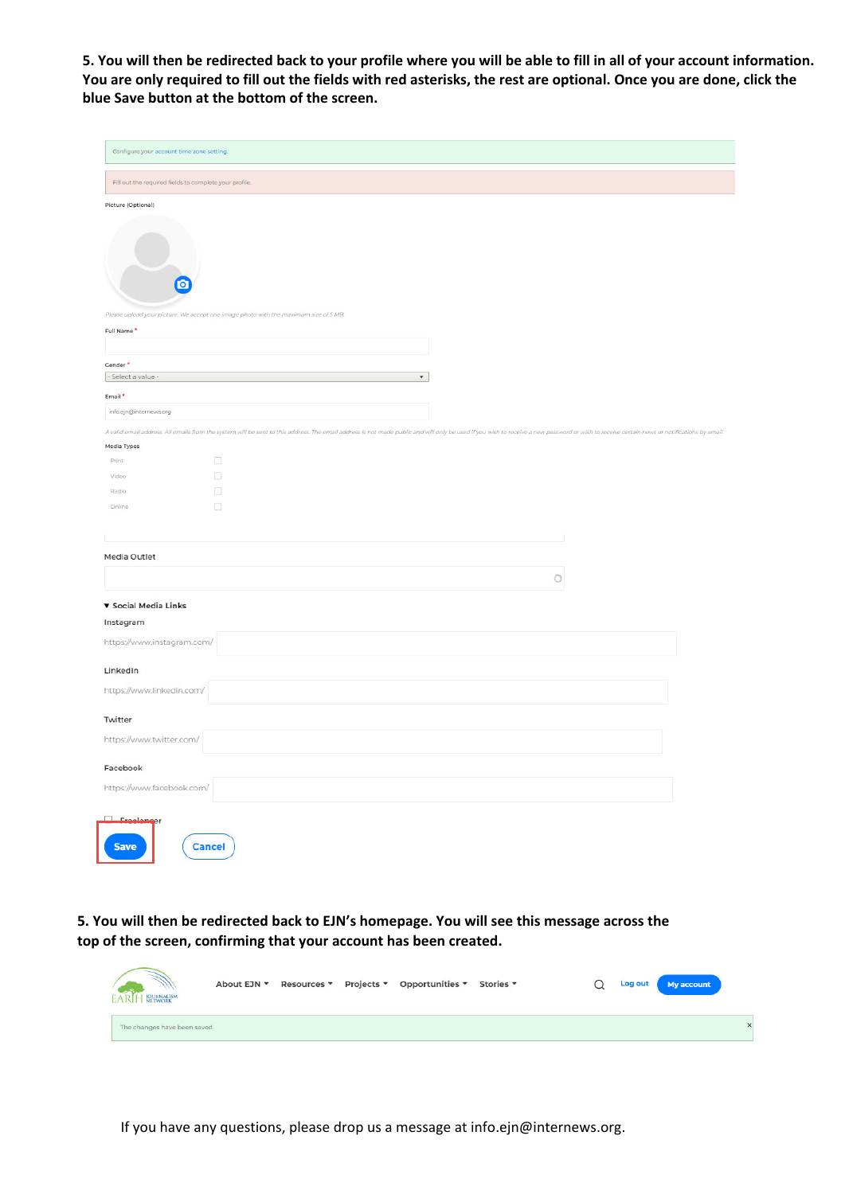**5. You will then be redirected back to your profile where you will be able to fill in all of your account information. You are only required to fill out the fields with red asterisks, the rest are optional. Once you are done, click the blue Save button at the bottom of the screen.**

Configure your account time zone setting.

Fill out the required fields to complete your profile.

Picture (Optional)

Please upload your picture. We accept one image photo with the maximum size of 5 MB.

Full Name *

Gender *

- Select a value -

Email *

info.ejn@internews.org

A valid email address. All emails from the system will be sent to this address. The email address is not made public and will only be used if you wish to receive a new password or wish to receive certain news or notifications by email.

Media Types

Print

Video

Radio

Online

Media Outlet

▼ Social Media Links

Instagram

https://www.instagram.com/

LinkedIn

https://www.linkedin.com/

Twitter

https://www.twitter.com/

Facebook

https://www.facebook.com/

Freelancer

Save

Cancel

**5. You will then be redirected back to EJN's homepage. You will see this message across the top of the screen, confirming that your account has been created.**

EARTH JOURNALISM NETWORK

About EJN ▾ Resources ▾ Projects ▾ Opportunities ▾ Stories ▾ Log out My account

The changes have been saved.

If you have any questions, please drop us a message at info.ejn@internews.org.